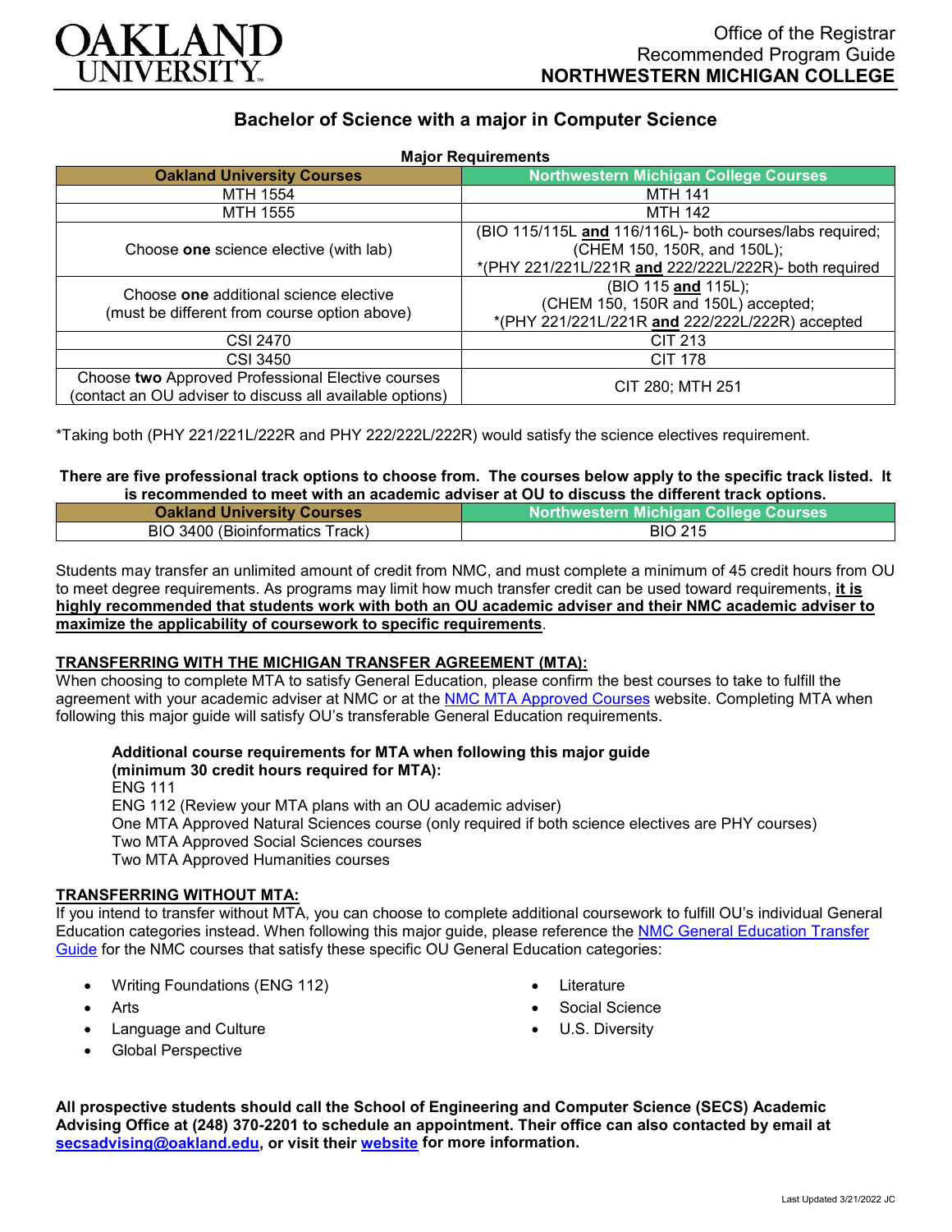# OAKLAND UNIVERSITY

Office of the Registrar
Recommended Program Guide
**NORTHWESTERN MICHIGAN COLLEGE**

## Bachelor of Science with a major in Computer Science

**Major Requirements**

| Oakland University Courses | Northwestern Michigan College Courses |
|---|---|
| MTH 1554 | MTH 141 |
| MTH 1555 | MTH 142 |
| Choose **one** science elective (with lab) | (BIO 115/115L **and** 116/116L)- both courses/labs required; (CHEM 150, 150R, and 150L); *(PHY 221/221L/221R **and** 222/222L/222R)- both required |
| Choose **one** additional science elective (must be different from course option above) | (BIO 115 **and** 115L); (CHEM 150, 150R and 150L) accepted; *(PHY 221/221L/221R **and** 222/222L/222R) accepted |
| CSI 2470 | CIT 213 |
| CSI 3450 | CIT 178 |
| Choose **two** Approved Professional Elective courses (contact an OU adviser to discuss all available options) | CIT 280; MTH 251 |

*Taking both (PHY 221/221L/222R and PHY 222/222L/222R) would satisfy the science electives requirement.

**There are five professional track options to choose from. The courses below apply to the specific track listed. It is recommended to meet with an academic adviser at OU to discuss the different track options.**

| Oakland University Courses | Northwestern Michigan College Courses |
|---|---|
| BIO 3400 (Bioinformatics Track) | BIO 215 |

Students may transfer an unlimited amount of credit from NMC, and must complete a minimum of 45 credit hours from OU to meet degree requirements. As programs may limit how much transfer credit can be used toward requirements, **it is highly recommended that students work with both an OU academic adviser and their NMC academic adviser to maximize the applicability of coursework to specific requirements**.

### TRANSFERRING WITH THE MICHIGAN TRANSFER AGREEMENT (MTA):

When choosing to complete MTA to satisfy General Education, please confirm the best courses to take to fulfill the agreement with your academic adviser at NMC or at the NMC MTA Approved Courses website. Completing MTA when following this major guide will satisfy OU's transferable General Education requirements.

**Additional course requirements for MTA when following this major guide (minimum 30 credit hours required for MTA):**

ENG 111
ENG 112 (Review your MTA plans with an OU academic adviser)
One MTA Approved Natural Sciences course (only required if both science electives are PHY courses)
Two MTA Approved Social Sciences courses
Two MTA Approved Humanities courses

### TRANSFERRING WITHOUT MTA:

If you intend to transfer without MTA, you can choose to complete additional coursework to fulfill OU's individual General Education categories instead. When following this major guide, please reference the NMC General Education Transfer Guide for the NMC courses that satisfy these specific OU General Education categories:

- Writing Foundations (ENG 112)
- Arts
- Language and Culture
- Global Perspective
- Literature
- Social Science
- U.S. Diversity

**All prospective students should call the School of Engineering and Computer Science (SECS) Academic Advising Office at (248) 370-2201 to schedule an appointment. Their office can also contacted by email at secsadvising@oakland.edu, or visit their website for more information.**

Last Updated 3/21/2022 JC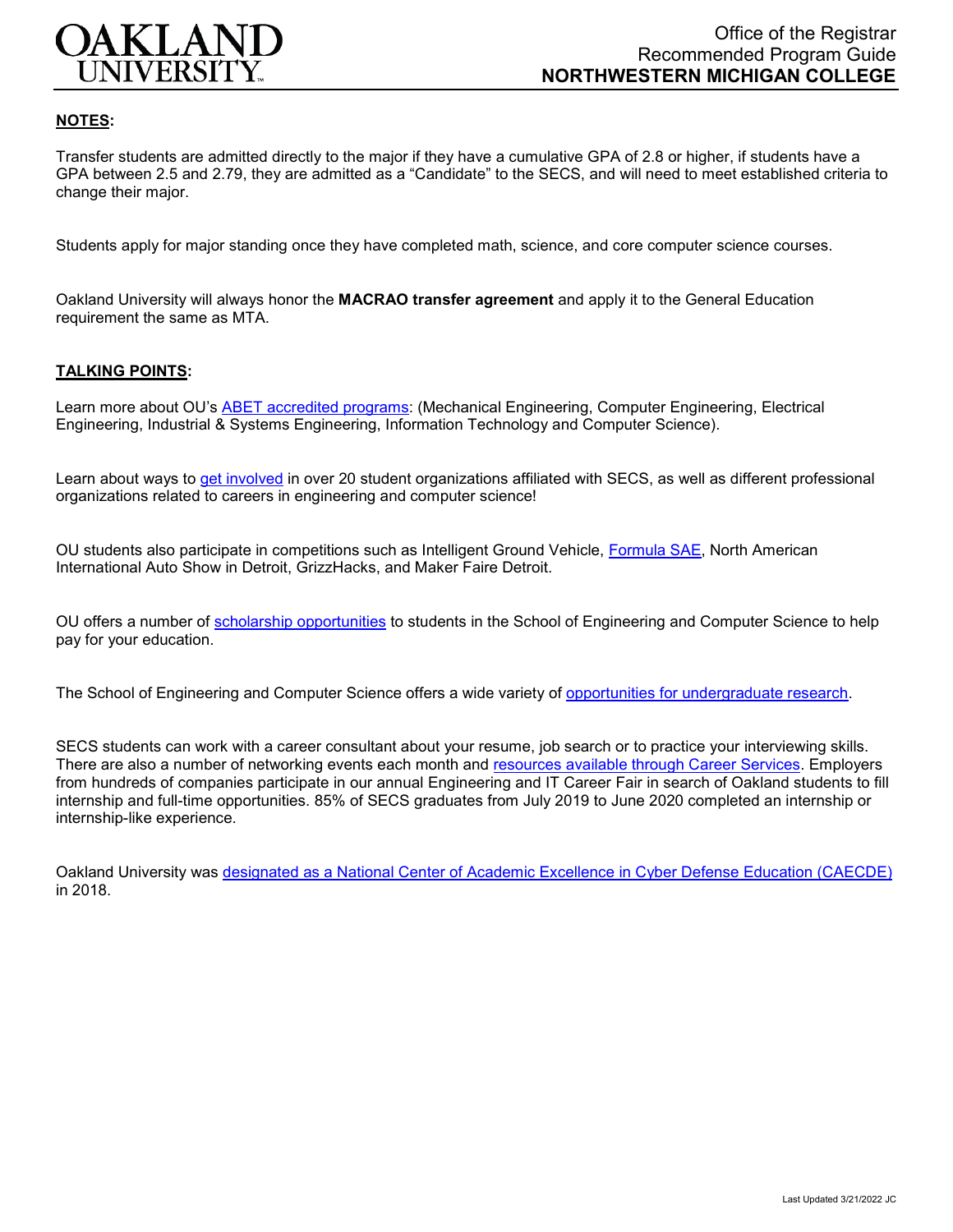**NOTES:**

Transfer students are admitted directly to the major if they have a cumulative GPA of 2.8 or higher, if students have a GPA between 2.5 and 2.79, they are admitted as a "Candidate" to the SECS, and will need to meet established criteria to change their major.

Students apply for major standing once they have completed math, science, and core computer science courses.

Oakland University will always honor the **MACRAO transfer agreement** and apply it to the General Education requirement the same as MTA.

**TALKING POINTS:**

Learn more about OU's ABET accredited programs: (Mechanical Engineering, Computer Engineering, Electrical Engineering, Industrial & Systems Engineering, Information Technology and Computer Science).

Learn about ways to get involved in over 20 student organizations affiliated with SECS, as well as different professional organizations related to careers in engineering and computer science!

OU students also participate in competitions such as Intelligent Ground Vehicle, Formula SAE, North American International Auto Show in Detroit, GrizzHacks, and Maker Faire Detroit.

OU offers a number of scholarship opportunities to students in the School of Engineering and Computer Science to help pay for your education.

The School of Engineering and Computer Science offers a wide variety of opportunities for undergraduate research.

SECS students can work with a career consultant about your resume, job search or to practice your interviewing skills. There are also a number of networking events each month and resources available through Career Services. Employers from hundreds of companies participate in our annual Engineering and IT Career Fair in search of Oakland students to fill internship and full-time opportunities. 85% of SECS graduates from July 2019 to June 2020 completed an internship or internship-like experience.

Oakland University was designated as a National Center of Academic Excellence in Cyber Defense Education (CAECDE) in 2018.